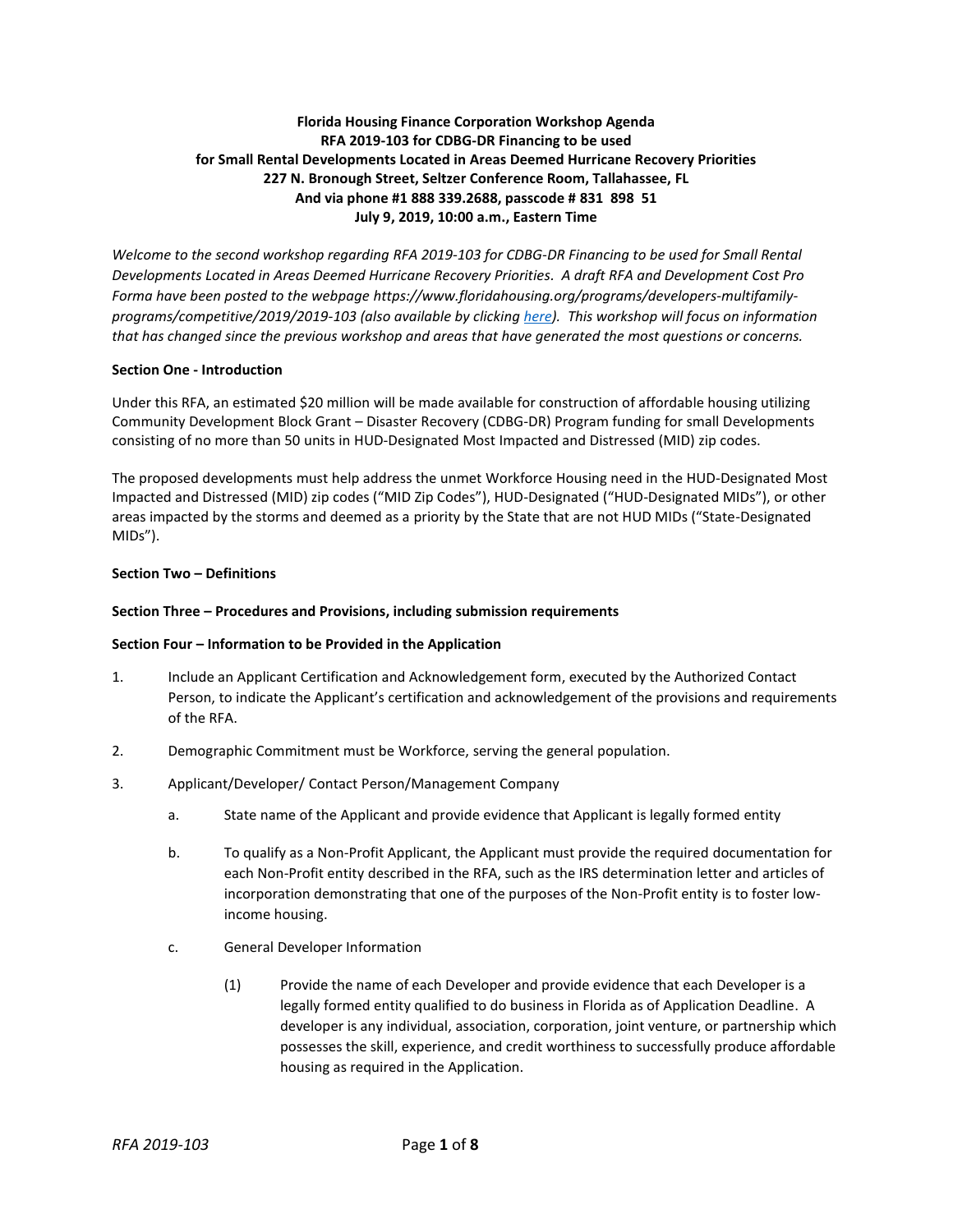**Florida Housing Finance Corporation Workshop Agenda**
**RFA 2019-103 for CDBG-DR Financing to be used**
**for Small Rental Developments Located in Areas Deemed Hurricane Recovery Priorities**
**227 N. Bronough Street, Seltzer Conference Room, Tallahassee, FL**
**And via phone #1 888 339.2688, passcode # 831 898 51**
**July 9, 2019, 10:00 a.m., Eastern Time**

*Welcome to the second workshop regarding RFA 2019-103 for CDBG-DR Financing to be used for Small Rental Developments Located in Areas Deemed Hurricane Recovery Priorities. A draft RFA and Development Cost Pro Forma have been posted to the webpage https://www.floridahousing.org/programs/developers-multifamily-programs/competitive/2019/2019-103 (also available by clicking here). This workshop will focus on information that has changed since the previous workshop and areas that have generated the most questions or concerns.*

**Section One - Introduction**

Under this RFA, an estimated $20 million will be made available for construction of affordable housing utilizing Community Development Block Grant – Disaster Recovery (CDBG-DR) Program funding for small Developments consisting of no more than 50 units in HUD-Designated Most Impacted and Distressed (MID) zip codes.

The proposed developments must help address the unmet Workforce Housing need in the HUD-Designated Most Impacted and Distressed (MID) zip codes ("MID Zip Codes"), HUD-Designated ("HUD-Designated MIDs"), or other areas impacted by the storms and deemed as a priority by the State that are not HUD MIDs ("State-Designated MIDs").

**Section Two – Definitions**

**Section Three – Procedures and Provisions, including submission requirements**

**Section Four – Information to be Provided in the Application**

1. Include an Applicant Certification and Acknowledgement form, executed by the Authorized Contact Person, to indicate the Applicant's certification and acknowledgement of the provisions and requirements of the RFA.

2. Demographic Commitment must be Workforce, serving the general population.

3. Applicant/Developer/ Contact Person/Management Company

   a. State name of the Applicant and provide evidence that Applicant is legally formed entity

   b. To qualify as a Non-Profit Applicant, the Applicant must provide the required documentation for each Non-Profit entity described in the RFA, such as the IRS determination letter and articles of incorporation demonstrating that one of the purposes of the Non-Profit entity is to foster low-income housing.

   c. General Developer Information

      (1) Provide the name of each Developer and provide evidence that each Developer is a legally formed entity qualified to do business in Florida as of Application Deadline. A developer is any individual, association, corporation, joint venture, or partnership which possesses the skill, experience, and credit worthiness to successfully produce affordable housing as required in the Application.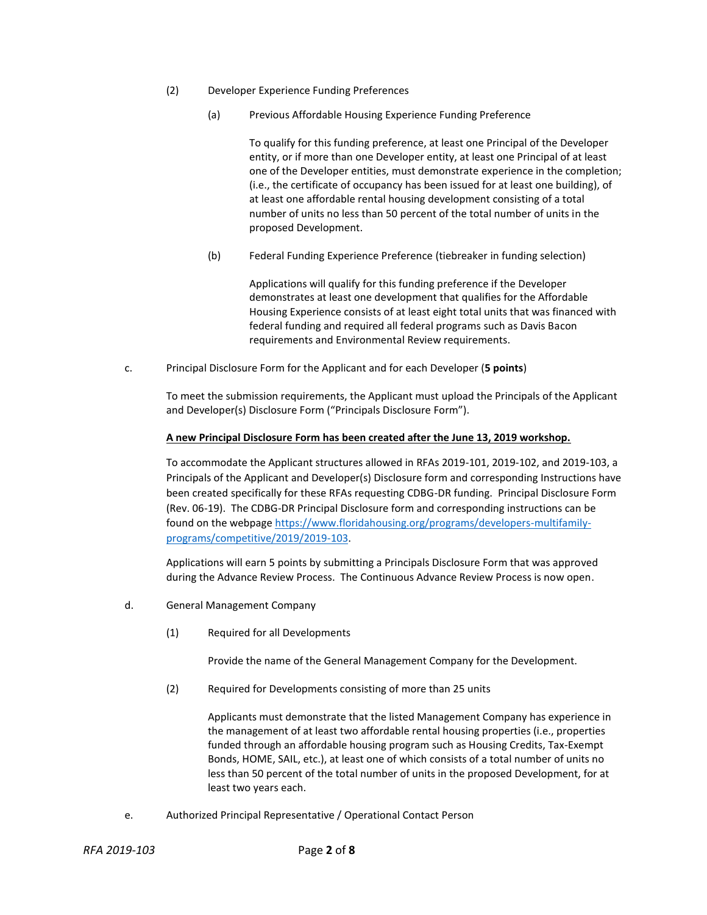(2) Developer Experience Funding Preferences

(a) Previous Affordable Housing Experience Funding Preference

To qualify for this funding preference, at least one Principal of the Developer entity, or if more than one Developer entity, at least one Principal of at least one of the Developer entities, must demonstrate experience in the completion; (i.e., the certificate of occupancy has been issued for at least one building), of at least one affordable rental housing development consisting of a total number of units no less than 50 percent of the total number of units in the proposed Development.

(b) Federal Funding Experience Preference (tiebreaker in funding selection)

Applications will qualify for this funding preference if the Developer demonstrates at least one development that qualifies for the Affordable Housing Experience consists of at least eight total units that was financed with federal funding and required all federal programs such as Davis Bacon requirements and Environmental Review requirements.

c. Principal Disclosure Form for the Applicant and for each Developer (**5 points**)

To meet the submission requirements, the Applicant must upload the Principals of the Applicant and Developer(s) Disclosure Form ("Principals Disclosure Form").

**A new Principal Disclosure Form has been created after the June 13, 2019 workshop.**

To accommodate the Applicant structures allowed in RFAs 2019-101, 2019-102, and 2019-103, a Principals of the Applicant and Developer(s) Disclosure form and corresponding Instructions have been created specifically for these RFAs requesting CDBG-DR funding. Principal Disclosure Form (Rev. 06-19). The CDBG-DR Principal Disclosure form and corresponding instructions can be found on the webpage https://www.floridahousing.org/programs/developers-multifamily-programs/competitive/2019/2019-103.

Applications will earn 5 points by submitting a Principals Disclosure Form that was approved during the Advance Review Process. The Continuous Advance Review Process is now open.

d. General Management Company

(1) Required for all Developments

Provide the name of the General Management Company for the Development.

(2) Required for Developments consisting of more than 25 units

Applicants must demonstrate that the listed Management Company has experience in the management of at least two affordable rental housing properties (i.e., properties funded through an affordable housing program such as Housing Credits, Tax-Exempt Bonds, HOME, SAIL, etc.), at least one of which consists of a total number of units no less than 50 percent of the total number of units in the proposed Development, for at least two years each.

e. Authorized Principal Representative / Operational Contact Person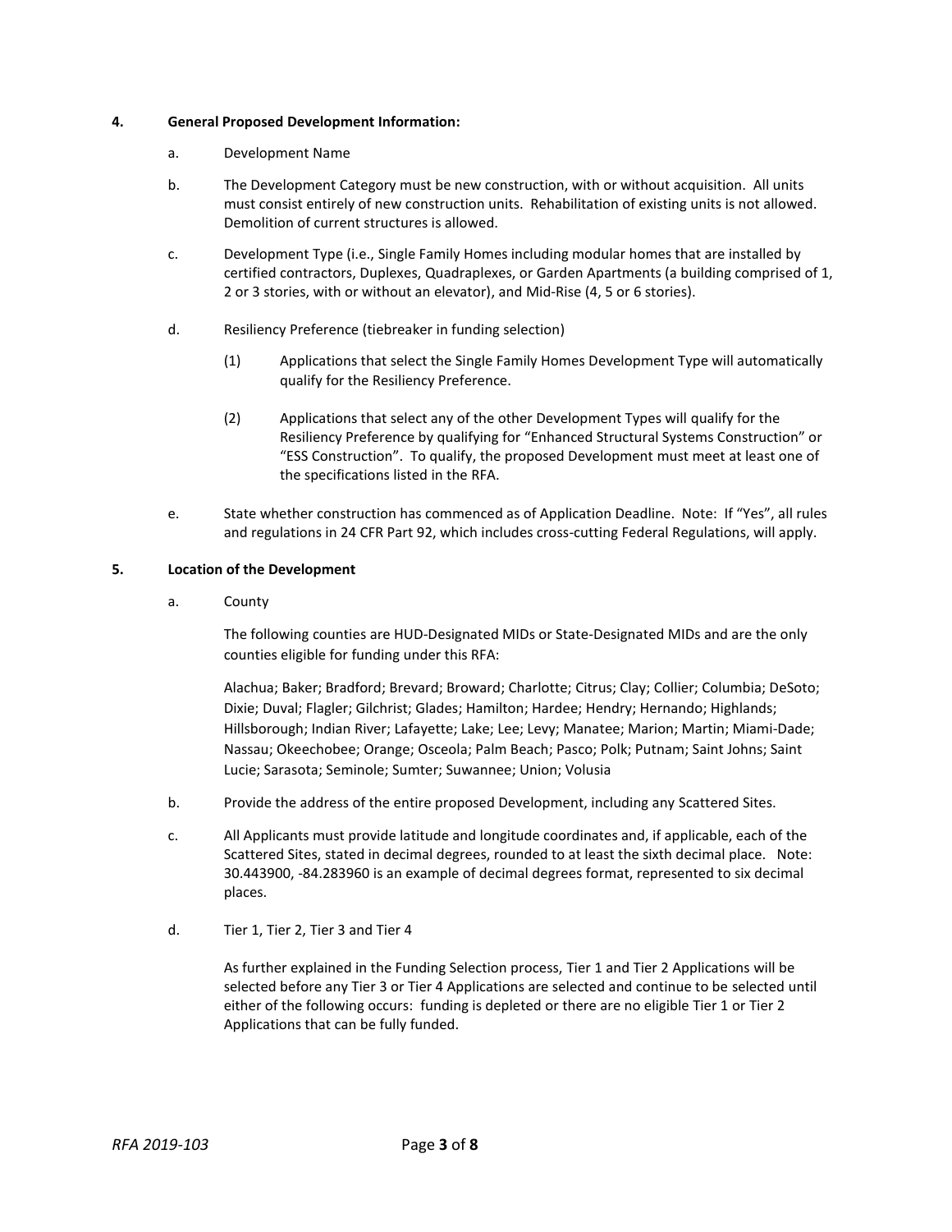**4. General Proposed Development Information:**

a. Development Name

b. The Development Category must be new construction, with or without acquisition. All units must consist entirely of new construction units. Rehabilitation of existing units is not allowed. Demolition of current structures is allowed.

c. Development Type (i.e., Single Family Homes including modular homes that are installed by certified contractors, Duplexes, Quadraplexes, or Garden Apartments (a building comprised of 1, 2 or 3 stories, with or without an elevator), and Mid-Rise (4, 5 or 6 stories).

d. Resiliency Preference (tiebreaker in funding selection)

(1) Applications that select the Single Family Homes Development Type will automatically qualify for the Resiliency Preference.

(2) Applications that select any of the other Development Types will qualify for the Resiliency Preference by qualifying for "Enhanced Structural Systems Construction" or "ESS Construction". To qualify, the proposed Development must meet at least one of the specifications listed in the RFA.

e. State whether construction has commenced as of Application Deadline. Note: If "Yes", all rules and regulations in 24 CFR Part 92, which includes cross-cutting Federal Regulations, will apply.

**5. Location of the Development**

a. County

The following counties are HUD-Designated MIDs or State-Designated MIDs and are the only counties eligible for funding under this RFA:

Alachua; Baker; Bradford; Brevard; Broward; Charlotte; Citrus; Clay; Collier; Columbia; DeSoto; Dixie; Duval; Flagler; Gilchrist; Glades; Hamilton; Hardee; Hendry; Hernando; Highlands; Hillsborough; Indian River; Lafayette; Lake; Lee; Levy; Manatee; Marion; Martin; Miami-Dade; Nassau; Okeechobee; Orange; Osceola; Palm Beach; Pasco; Polk; Putnam; Saint Johns; Saint Lucie; Sarasota; Seminole; Sumter; Suwannee; Union; Volusia

b. Provide the address of the entire proposed Development, including any Scattered Sites.

c. All Applicants must provide latitude and longitude coordinates and, if applicable, each of the Scattered Sites, stated in decimal degrees, rounded to at least the sixth decimal place. Note: 30.443900, -84.283960 is an example of decimal degrees format, represented to six decimal places.

d. Tier 1, Tier 2, Tier 3 and Tier 4

As further explained in the Funding Selection process, Tier 1 and Tier 2 Applications will be selected before any Tier 3 or Tier 4 Applications are selected and continue to be selected until either of the following occurs: funding is depleted or there are no eligible Tier 1 or Tier 2 Applications that can be fully funded.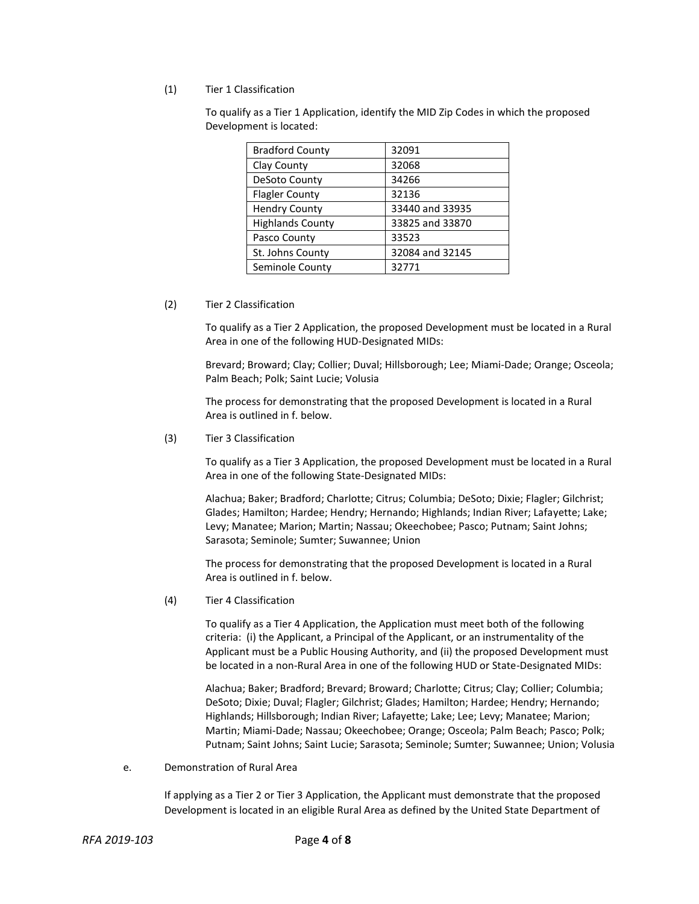(1) Tier 1 Classification

To qualify as a Tier 1 Application, identify the MID Zip Codes in which the proposed Development is located:

| Bradford County | 32091 |
|---|---|
| Clay County | 32068 |
| DeSoto County | 34266 |
| Flagler County | 32136 |
| Hendry County | 33440 and 33935 |
| Highlands County | 33825 and 33870 |
| Pasco County | 33523 |
| St. Johns County | 32084 and 32145 |
| Seminole County | 32771 |

(2) Tier 2 Classification

To qualify as a Tier 2 Application, the proposed Development must be located in a Rural Area in one of the following HUD-Designated MIDs:

Brevard; Broward; Clay; Collier; Duval; Hillsborough; Lee; Miami-Dade; Orange; Osceola; Palm Beach; Polk; Saint Lucie; Volusia

The process for demonstrating that the proposed Development is located in a Rural Area is outlined in f. below.

(3) Tier 3 Classification

To qualify as a Tier 3 Application, the proposed Development must be located in a Rural Area in one of the following State-Designated MIDs:

Alachua; Baker; Bradford; Charlotte; Citrus; Columbia; DeSoto; Dixie; Flagler; Gilchrist; Glades; Hamilton; Hardee; Hendry; Hernando; Highlands; Indian River; Lafayette; Lake; Levy; Manatee; Marion; Martin; Nassau; Okeechobee; Pasco; Putnam; Saint Johns; Sarasota; Seminole; Sumter; Suwannee; Union

The process for demonstrating that the proposed Development is located in a Rural Area is outlined in f. below.

(4) Tier 4 Classification

To qualify as a Tier 4 Application, the Application must meet both of the following criteria: (i) the Applicant, a Principal of the Applicant, or an instrumentality of the Applicant must be a Public Housing Authority, and (ii) the proposed Development must be located in a non-Rural Area in one of the following HUD or State-Designated MIDs:

Alachua; Baker; Bradford; Brevard; Broward; Charlotte; Citrus; Clay; Collier; Columbia; DeSoto; Dixie; Duval; Flagler; Gilchrist; Glades; Hamilton; Hardee; Hendry; Hernando; Highlands; Hillsborough; Indian River; Lafayette; Lake; Lee; Levy; Manatee; Marion; Martin; Miami-Dade; Nassau; Okeechobee; Orange; Osceola; Palm Beach; Pasco; Polk; Putnam; Saint Johns; Saint Lucie; Sarasota; Seminole; Sumter; Suwannee; Union; Volusia

e. Demonstration of Rural Area

If applying as a Tier 2 or Tier 3 Application, the Applicant must demonstrate that the proposed Development is located in an eligible Rural Area as defined by the United State Department of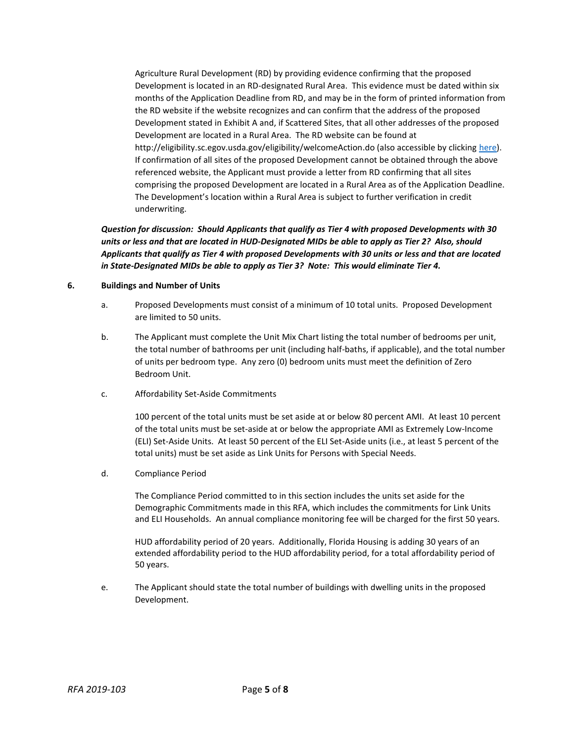Agriculture Rural Development (RD) by providing evidence confirming that the proposed Development is located in an RD-designated Rural Area. This evidence must be dated within six months of the Application Deadline from RD, and may be in the form of printed information from the RD website if the website recognizes and can confirm that the address of the proposed Development stated in Exhibit A and, if Scattered Sites, that all other addresses of the proposed Development are located in a Rural Area. The RD website can be found at http://eligibility.sc.egov.usda.gov/eligibility/welcomeAction.do (also accessible by clicking here). If confirmation of all sites of the proposed Development cannot be obtained through the above referenced website, the Applicant must provide a letter from RD confirming that all sites comprising the proposed Development are located in a Rural Area as of the Application Deadline. The Development's location within a Rural Area is subject to further verification in credit underwriting.

***Question for discussion: Should Applicants that qualify as Tier 4 with proposed Developments with 30 units or less and that are located in HUD-Designated MIDs be able to apply as Tier 2? Also, should Applicants that qualify as Tier 4 with proposed Developments with 30 units or less and that are located in State-Designated MIDs be able to apply as Tier 3? Note: This would eliminate Tier 4.***

**6. Buildings and Number of Units**

a. Proposed Developments must consist of a minimum of 10 total units. Proposed Development are limited to 50 units.

b. The Applicant must complete the Unit Mix Chart listing the total number of bedrooms per unit, the total number of bathrooms per unit (including half-baths, if applicable), and the total number of units per bedroom type. Any zero (0) bedroom units must meet the definition of Zero Bedroom Unit.

c. Affordability Set-Aside Commitments

100 percent of the total units must be set aside at or below 80 percent AMI. At least 10 percent of the total units must be set-aside at or below the appropriate AMI as Extremely Low-Income (ELI) Set-Aside Units. At least 50 percent of the ELI Set-Aside units (i.e., at least 5 percent of the total units) must be set aside as Link Units for Persons with Special Needs.

d. Compliance Period

The Compliance Period committed to in this section includes the units set aside for the Demographic Commitments made in this RFA, which includes the commitments for Link Units and ELI Households. An annual compliance monitoring fee will be charged for the first 50 years.

HUD affordability period of 20 years. Additionally, Florida Housing is adding 30 years of an extended affordability period to the HUD affordability period, for a total affordability period of 50 years.

e. The Applicant should state the total number of buildings with dwelling units in the proposed Development.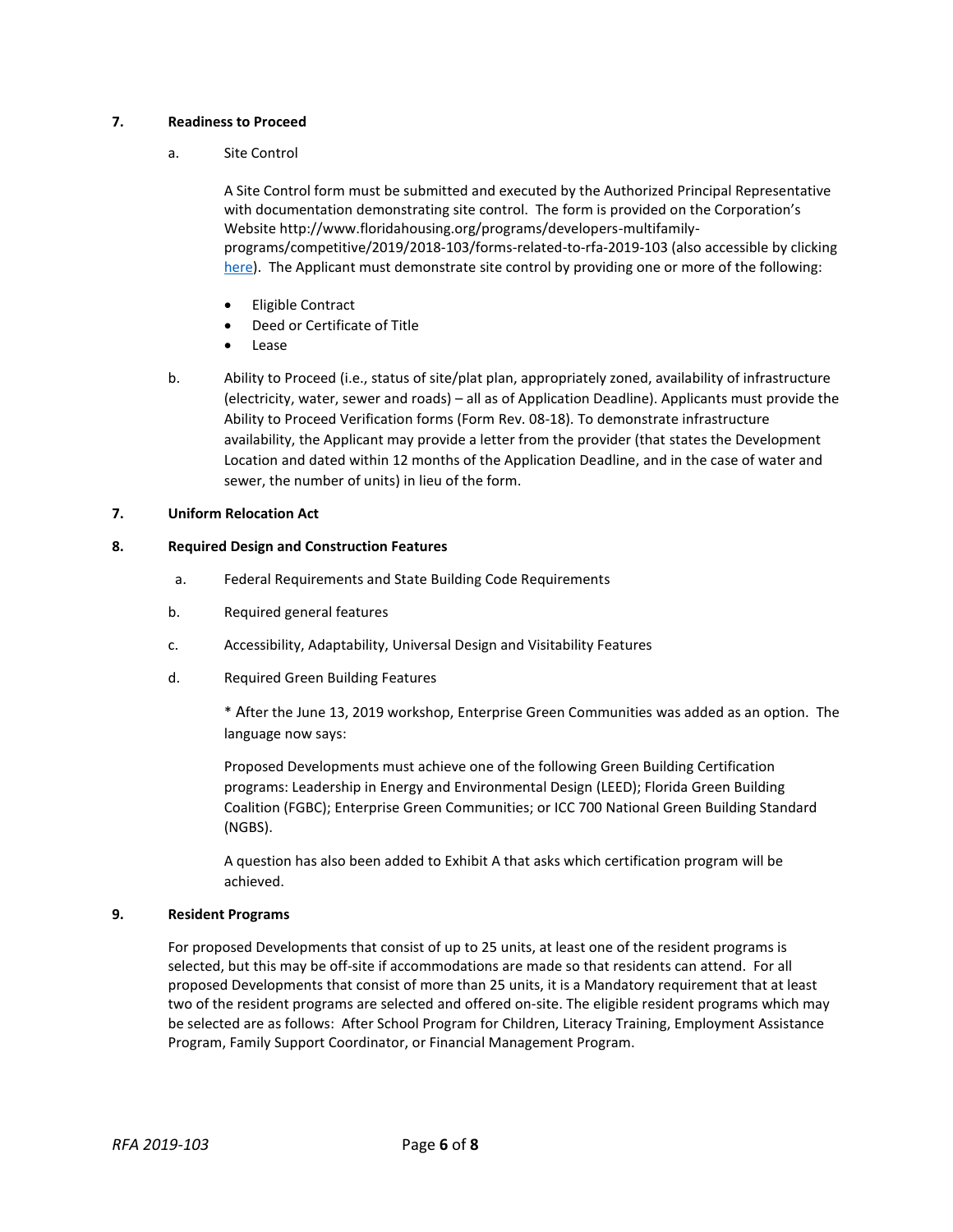**7. Readiness to Proceed**

a. Site Control

A Site Control form must be submitted and executed by the Authorized Principal Representative with documentation demonstrating site control. The form is provided on the Corporation's Website http://www.floridahousing.org/programs/developers-multifamily-programs/competitive/2019/2018-103/forms-related-to-rfa-2019-103 (also accessible by clicking here). The Applicant must demonstrate site control by providing one or more of the following:

- Eligible Contract
- Deed or Certificate of Title
- Lease

b. Ability to Proceed (i.e., status of site/plat plan, appropriately zoned, availability of infrastructure (electricity, water, sewer and roads) – all as of Application Deadline). Applicants must provide the Ability to Proceed Verification forms (Form Rev. 08-18). To demonstrate infrastructure availability, the Applicant may provide a letter from the provider (that states the Development Location and dated within 12 months of the Application Deadline, and in the case of water and sewer, the number of units) in lieu of the form.

**7. Uniform Relocation Act**

**8. Required Design and Construction Features**

a. Federal Requirements and State Building Code Requirements

b. Required general features

c. Accessibility, Adaptability, Universal Design and Visitability Features

d. Required Green Building Features

* After the June 13, 2019 workshop, Enterprise Green Communities was added as an option. The language now says:

Proposed Developments must achieve one of the following Green Building Certification programs: Leadership in Energy and Environmental Design (LEED); Florida Green Building Coalition (FGBC); Enterprise Green Communities; or ICC 700 National Green Building Standard (NGBS).

A question has also been added to Exhibit A that asks which certification program will be achieved.

**9. Resident Programs**

For proposed Developments that consist of up to 25 units, at least one of the resident programs is selected, but this may be off-site if accommodations are made so that residents can attend. For all proposed Developments that consist of more than 25 units, it is a Mandatory requirement that at least two of the resident programs are selected and offered on-site. The eligible resident programs which may be selected are as follows: After School Program for Children, Literacy Training, Employment Assistance Program, Family Support Coordinator, or Financial Management Program.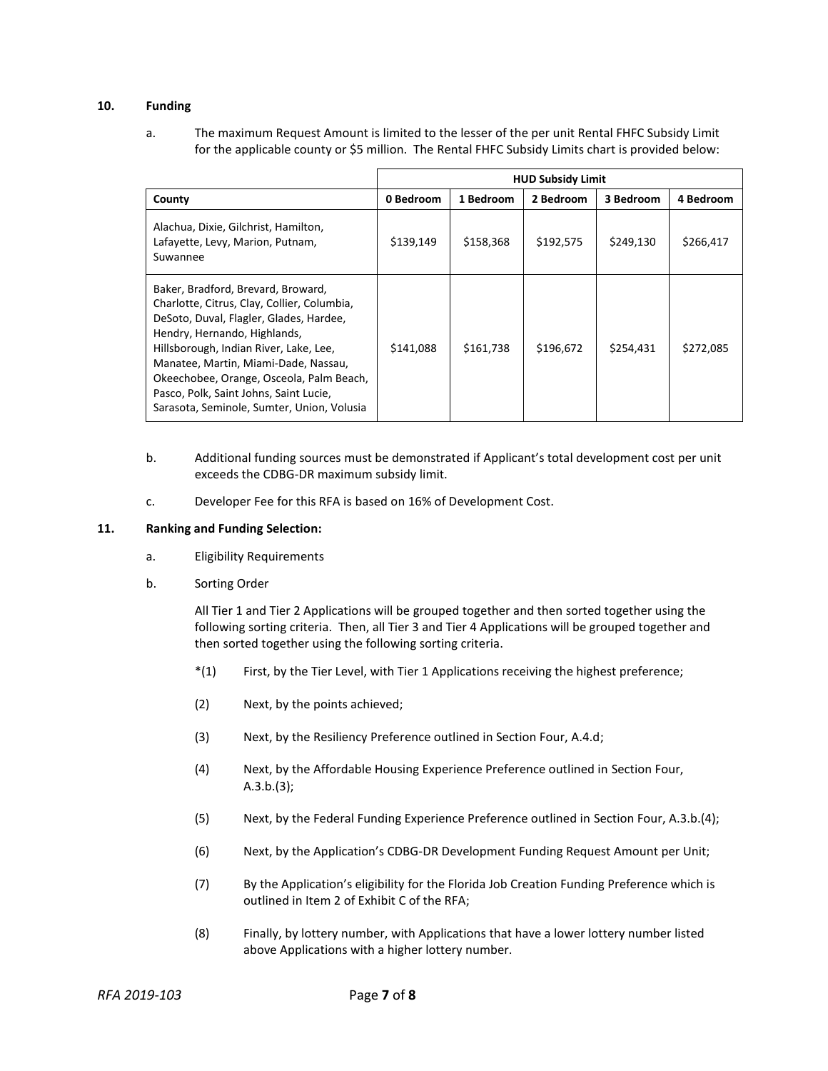**10. Funding**

a. The maximum Request Amount is limited to the lesser of the per unit Rental FHFC Subsidy Limit for the applicable county or $5 million. The Rental FHFC Subsidy Limits chart is provided below:

| | HUD Subsidy Limit | | | | |
|---|---|---|---|---|---|
| **County** | **0 Bedroom** | **1 Bedroom** | **2 Bedroom** | **3 Bedroom** | **4 Bedroom** |
| Alachua, Dixie, Gilchrist, Hamilton, Lafayette, Levy, Marion, Putnam, Suwannee | $139,149 | $158,368 | $192,575 | $249,130 | $266,417 |
| Baker, Bradford, Brevard, Broward, Charlotte, Citrus, Clay, Collier, Columbia, DeSoto, Duval, Flagler, Glades, Hardee, Hendry, Hernando, Highlands, Hillsborough, Indian River, Lake, Lee, Manatee, Martin, Miami-Dade, Nassau, Okeechobee, Orange, Osceola, Palm Beach, Pasco, Polk, Saint Johns, Saint Lucie, Sarasota, Seminole, Sumter, Union, Volusia | $141,088 | $161,738 | $196,672 | $254,431 | $272,085 |

b. Additional funding sources must be demonstrated if Applicant's total development cost per unit exceeds the CDBG-DR maximum subsidy limit.

c. Developer Fee for this RFA is based on 16% of Development Cost.

**11. Ranking and Funding Selection:**

a. Eligibility Requirements

b. Sorting Order

All Tier 1 and Tier 2 Applications will be grouped together and then sorted together using the following sorting criteria. Then, all Tier 3 and Tier 4 Applications will be grouped together and then sorted together using the following sorting criteria.

*(1) First, by the Tier Level, with Tier 1 Applications receiving the highest preference;

(2) Next, by the points achieved;

(3) Next, by the Resiliency Preference outlined in Section Four, A.4.d;

(4) Next, by the Affordable Housing Experience Preference outlined in Section Four, A.3.b.(3);

(5) Next, by the Federal Funding Experience Preference outlined in Section Four, A.3.b.(4);

(6) Next, by the Application's CDBG-DR Development Funding Request Amount per Unit;

(7) By the Application's eligibility for the Florida Job Creation Funding Preference which is outlined in Item 2 of Exhibit C of the RFA;

(8) Finally, by lottery number, with Applications that have a lower lottery number listed above Applications with a higher lottery number.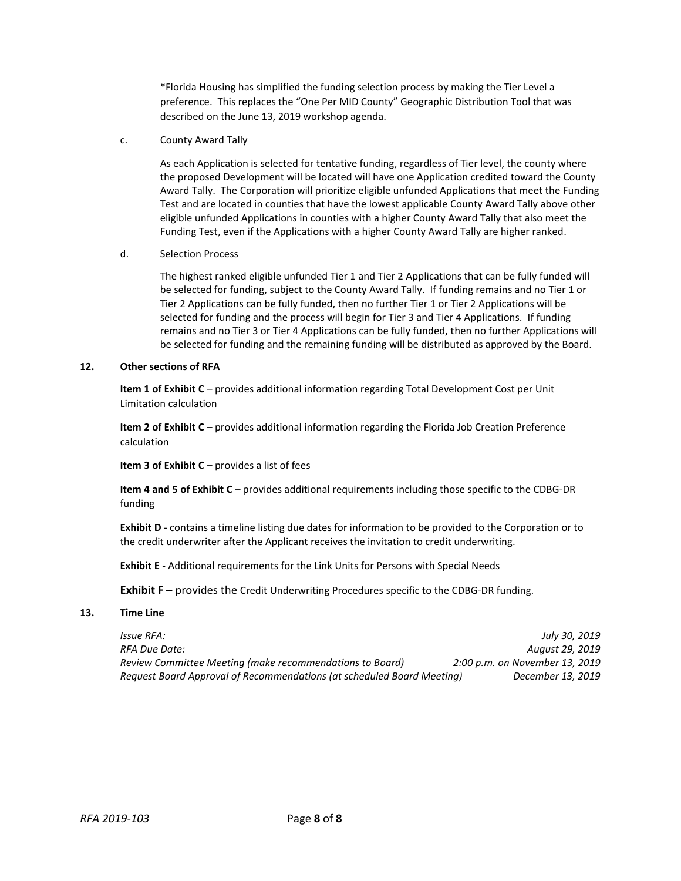*Florida Housing has simplified the funding selection process by making the Tier Level a preference. This replaces the "One Per MID County" Geographic Distribution Tool that was described on the June 13, 2019 workshop agenda.

c. County Award Tally

As each Application is selected for tentative funding, regardless of Tier level, the county where the proposed Development will be located will have one Application credited toward the County Award Tally. The Corporation will prioritize eligible unfunded Applications that meet the Funding Test and are located in counties that have the lowest applicable County Award Tally above other eligible unfunded Applications in counties with a higher County Award Tally that also meet the Funding Test, even if the Applications with a higher County Award Tally are higher ranked.

d. Selection Process

The highest ranked eligible unfunded Tier 1 and Tier 2 Applications that can be fully funded will be selected for funding, subject to the County Award Tally. If funding remains and no Tier 1 or Tier 2 Applications can be fully funded, then no further Tier 1 or Tier 2 Applications will be selected for funding and the process will begin for Tier 3 and Tier 4 Applications. If funding remains and no Tier 3 or Tier 4 Applications can be fully funded, then no further Applications will be selected for funding and the remaining funding will be distributed as approved by the Board.

**12. Other sections of RFA**

**Item 1 of Exhibit C** – provides additional information regarding Total Development Cost per Unit Limitation calculation

**Item 2 of Exhibit C** – provides additional information regarding the Florida Job Creation Preference calculation

**Item 3 of Exhibit C** – provides a list of fees

**Item 4 and 5 of Exhibit C** – provides additional requirements including those specific to the CDBG-DR funding

**Exhibit D** - contains a timeline listing due dates for information to be provided to the Corporation or to the credit underwriter after the Applicant receives the invitation to credit underwriting.

**Exhibit E** - Additional requirements for the Link Units for Persons with Special Needs

**Exhibit F –** provides the Credit Underwriting Procedures specific to the CDBG-DR funding.

**13. Time Line**

| | |
|---|---|
| *Issue RFA:* | *July 30, 2019* |
| *RFA Due Date:* | *August 29, 2019* |
| *Review Committee Meeting (make recommendations to Board)* | *2:00 p.m. on November 13, 2019* |
| *Request Board Approval of Recommendations (at scheduled Board Meeting)* | *December 13, 2019* |